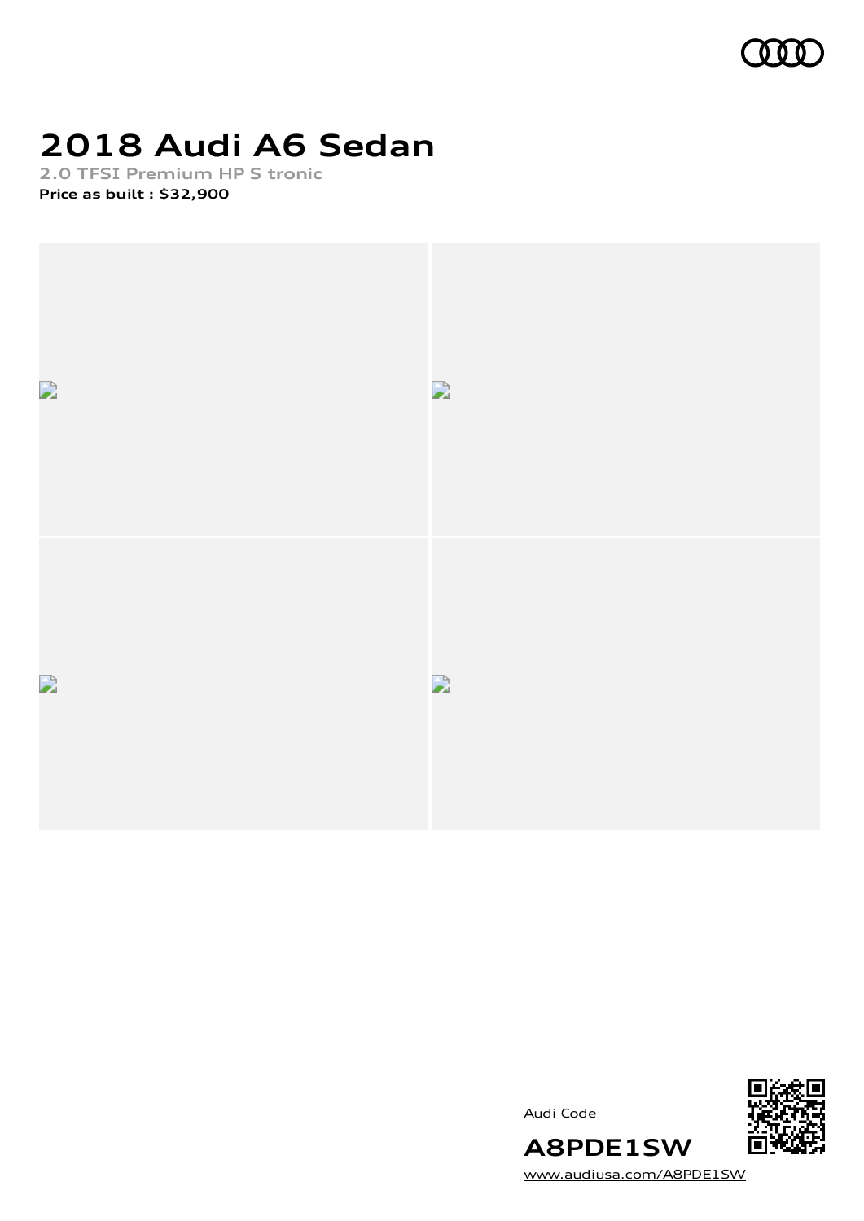# 2018 Audi A6 Sedan

2.0 TFSI Premium HP S tronic

**Price as built : $32,900**

Audi Code

**A8PDE1SW**

www.audiusa.com/A8PDE1SW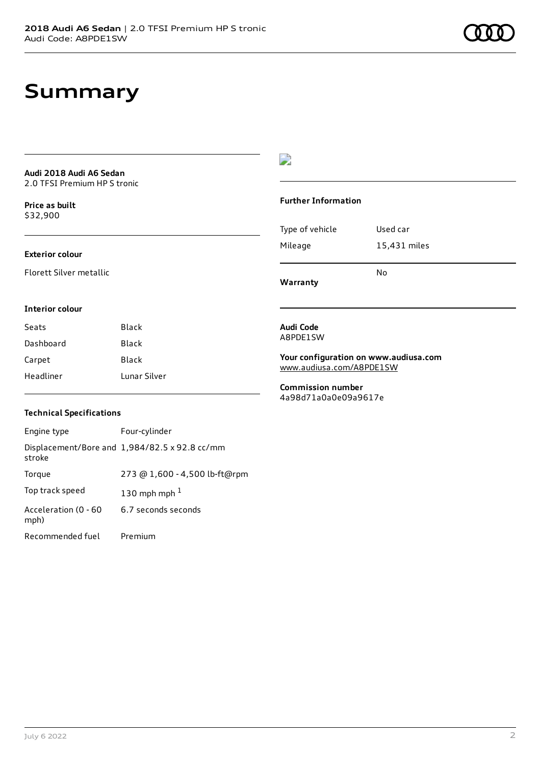# Summary

**Audi 2018 Audi A6 Sedan**
2.0 TFSI Premium HP S tronic

**Price as built**
$32,900

**Exterior colour**

Florett Silver metallic

**Interior colour**

| Seats | Black |
|---|---|
| Dashboard | Black |
| Carpet | Black |
| Headliner | Lunar Silver |

**Technical Specifications**

| Engine type | Four-cylinder |
|---|---|
| Displacement/Bore and stroke | 1,984/82.5 x 92.8 cc/mm |
| Torque | 273 @ 1,600 - 4,500 lb-ft@rpm |
| Top track speed | 130 mph mph [1] |
| Acceleration (0 - 60 mph) | 6.7 seconds seconds |
| Recommended fuel | Premium |

**Further Information**

| Type of vehicle | Used car |
|---|---|
| Mileage | 15,431 miles |
| **Warranty** | No |

**Audi Code**
A8PDE1SW

**Your configuration on www.audiusa.com**
www.audiusa.com/A8PDE1SW

**Commission number**
4a98d71a0a0e09a9617e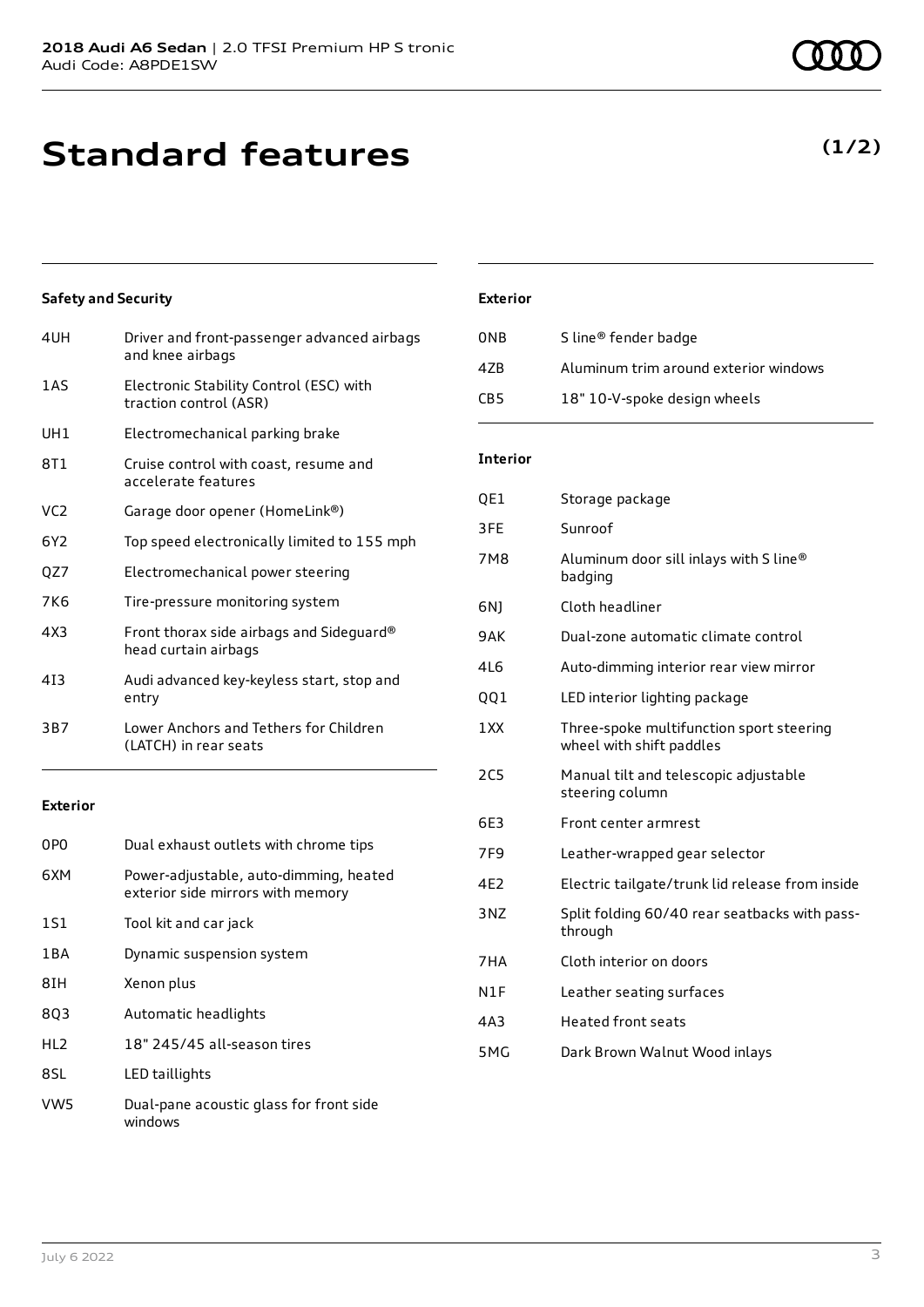# Standard features

**(1/2)**

### Safety and Security

| | |
|---|---|
| 4UH | Driver and front-passenger advanced airbags and knee airbags |
| 1AS | Electronic Stability Control (ESC) with traction control (ASR) |
| UH1 | Electromechanical parking brake |
| 8T1 | Cruise control with coast, resume and accelerate features |
| VC2 | Garage door opener (HomeLink®) |
| 6Y2 | Top speed electronically limited to 155 mph |
| QZ7 | Electromechanical power steering |
| 7K6 | Tire-pressure monitoring system |
| 4X3 | Front thorax side airbags and Sideguard® head curtain airbags |
| 4I3 | Audi advanced key-keyless start, stop and entry |
| 3B7 | Lower Anchors and Tethers for Children (LATCH) in rear seats |

### Exterior

| | |
|---|---|
| 0P0 | Dual exhaust outlets with chrome tips |
| 6XM | Power-adjustable, auto-dimming, heated exterior side mirrors with memory |
| 1S1 | Tool kit and car jack |
| 1BA | Dynamic suspension system |
| 8IH | Xenon plus |
| 8Q3 | Automatic headlights |
| HL2 | 18" 245/45 all-season tires |
| 8SL | LED taillights |
| VW5 | Dual-pane acoustic glass for front side windows |

### Exterior

| | |
|---|---|
| 0NB | S line® fender badge |
| 4ZB | Aluminum trim around exterior windows |
| CB5 | 18" 10-V-spoke design wheels |

### Interior

| | |
|---|---|
| QE1 | Storage package |
| 3FE | Sunroof |
| 7M8 | Aluminum door sill inlays with S line® badging |
| 6NJ | Cloth headliner |
| 9AK | Dual-zone automatic climate control |
| 4L6 | Auto-dimming interior rear view mirror |
| QQ1 | LED interior lighting package |
| 1XX | Three-spoke multifunction sport steering wheel with shift paddles |
| 2C5 | Manual tilt and telescopic adjustable steering column |
| 6E3 | Front center armrest |
| 7F9 | Leather-wrapped gear selector |
| 4E2 | Electric tailgate/trunk lid release from inside |
| 3NZ | Split folding 60/40 rear seatbacks with pass-through |
| 7HA | Cloth interior on doors |
| N1F | Leather seating surfaces |
| 4A3 | Heated front seats |
| 5MG | Dark Brown Walnut Wood inlays |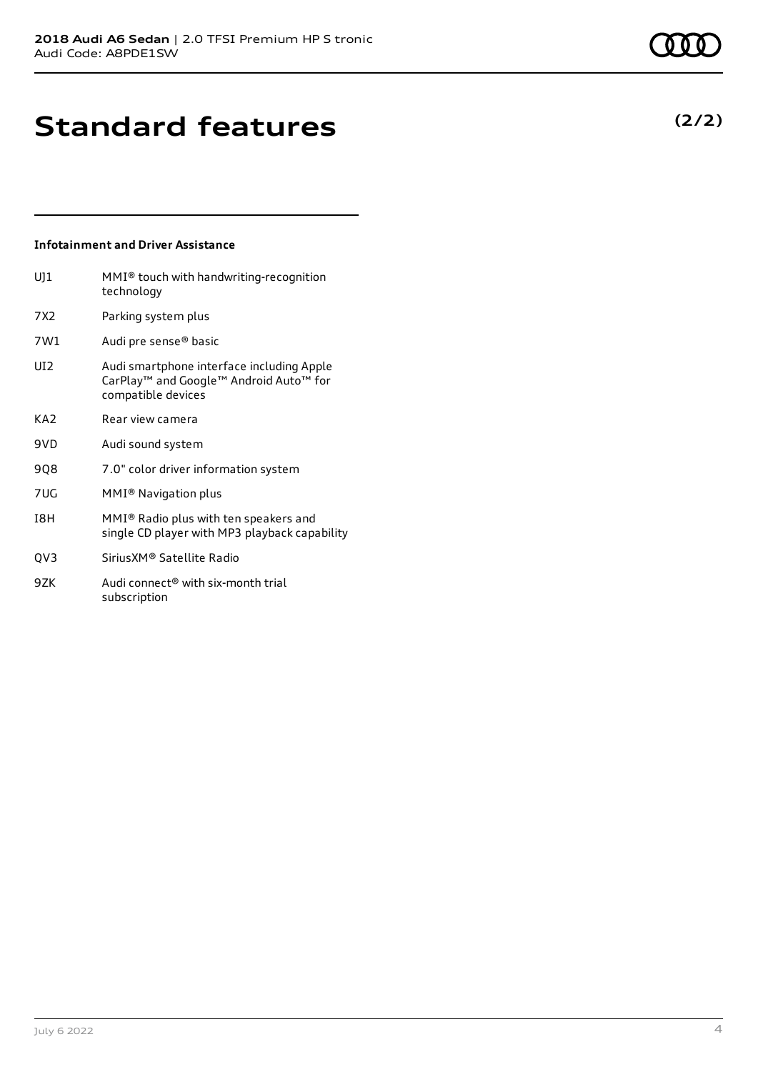# Standard features

**(2/2)**

### Infotainment and Driver Assistance

| | |
|---|---|
| UJ1 | MMI® touch with handwriting-recognition technology |
| 7X2 | Parking system plus |
| 7W1 | Audi pre sense® basic |
| UI2 | Audi smartphone interface including Apple CarPlay™ and Google™ Android Auto™ for compatible devices |
| KA2 | Rear view camera |
| 9VD | Audi sound system |
| 9Q8 | 7.0" color driver information system |
| 7UG | MMI® Navigation plus |
| I8H | MMI® Radio plus with ten speakers and single CD player with MP3 playback capability |
| QV3 | SiriusXM® Satellite Radio |
| 9ZK | Audi connect® with six-month trial subscription |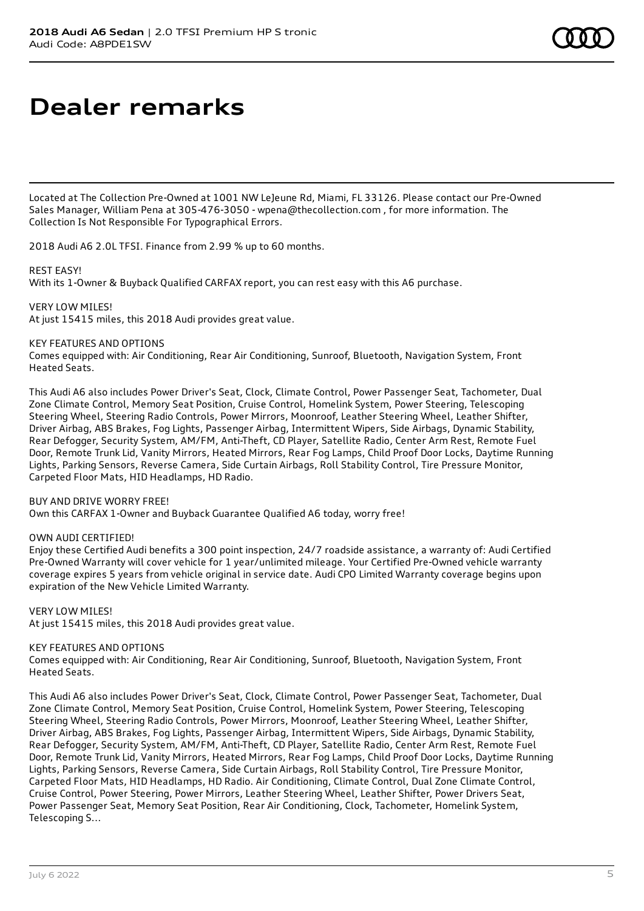# Dealer remarks

Located at The Collection Pre-Owned at 1001 NW LeJeune Rd, Miami, FL 33126. Please contact our Pre-Owned Sales Manager, William Pena at 305-476-3050 - wpena@thecollection.com , for more information. The Collection Is Not Responsible For Typographical Errors.

2018 Audi A6 2.0L TFSI. Finance from 2.99 % up to 60 months.

REST EASY!
With its 1-Owner & Buyback Qualified CARFAX report, you can rest easy with this A6 purchase.

VERY LOW MILES!
At just 15415 miles, this 2018 Audi provides great value.

KEY FEATURES AND OPTIONS
Comes equipped with: Air Conditioning, Rear Air Conditioning, Sunroof, Bluetooth, Navigation System, Front Heated Seats.

This Audi A6 also includes Power Driver's Seat, Clock, Climate Control, Power Passenger Seat, Tachometer, Dual Zone Climate Control, Memory Seat Position, Cruise Control, Homelink System, Power Steering, Telescoping Steering Wheel, Steering Radio Controls, Power Mirrors, Moonroof, Leather Steering Wheel, Leather Shifter, Driver Airbag, ABS Brakes, Fog Lights, Passenger Airbag, Intermittent Wipers, Side Airbags, Dynamic Stability, Rear Defogger, Security System, AM/FM, Anti-Theft, CD Player, Satellite Radio, Center Arm Rest, Remote Fuel Door, Remote Trunk Lid, Vanity Mirrors, Heated Mirrors, Rear Fog Lamps, Child Proof Door Locks, Daytime Running Lights, Parking Sensors, Reverse Camera, Side Curtain Airbags, Roll Stability Control, Tire Pressure Monitor, Carpeted Floor Mats, HID Headlamps, HD Radio.

BUY AND DRIVE WORRY FREE!
Own this CARFAX 1-Owner and Buyback Guarantee Qualified A6 today, worry free!

OWN AUDI CERTIFIED!
Enjoy these Certified Audi benefits a 300 point inspection, 24/7 roadside assistance, a warranty of: Audi Certified Pre-Owned Warranty will cover vehicle for 1 year/unlimited mileage. Your Certified Pre-Owned vehicle warranty coverage expires 5 years from vehicle original in service date. Audi CPO Limited Warranty coverage begins upon expiration of the New Vehicle Limited Warranty.

VERY LOW MILES!
At just 15415 miles, this 2018 Audi provides great value.

KEY FEATURES AND OPTIONS
Comes equipped with: Air Conditioning, Rear Air Conditioning, Sunroof, Bluetooth, Navigation System, Front Heated Seats.

This Audi A6 also includes Power Driver's Seat, Clock, Climate Control, Power Passenger Seat, Tachometer, Dual Zone Climate Control, Memory Seat Position, Cruise Control, Homelink System, Power Steering, Telescoping Steering Wheel, Steering Radio Controls, Power Mirrors, Moonroof, Leather Steering Wheel, Leather Shifter, Driver Airbag, ABS Brakes, Fog Lights, Passenger Airbag, Intermittent Wipers, Side Airbags, Dynamic Stability, Rear Defogger, Security System, AM/FM, Anti-Theft, CD Player, Satellite Radio, Center Arm Rest, Remote Fuel Door, Remote Trunk Lid, Vanity Mirrors, Heated Mirrors, Rear Fog Lamps, Child Proof Door Locks, Daytime Running Lights, Parking Sensors, Reverse Camera, Side Curtain Airbags, Roll Stability Control, Tire Pressure Monitor, Carpeted Floor Mats, HID Headlamps, HD Radio. Air Conditioning, Climate Control, Dual Zone Climate Control, Cruise Control, Power Steering, Power Mirrors, Leather Steering Wheel, Leather Shifter, Power Drivers Seat, Power Passenger Seat, Memory Seat Position, Rear Air Conditioning, Clock, Tachometer, Homelink System, Telescoping S...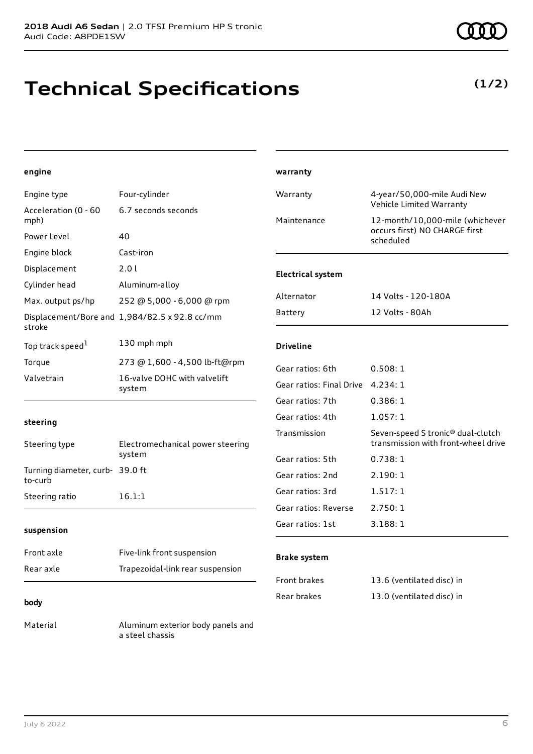# Technical Specifications

**(1/2)**

#### engine

| | |
|---|---|
| Engine type | Four-cylinder |
| Acceleration (0 - 60 mph) | 6.7 seconds seconds |
| Power Level | 40 |
| Engine block | Cast-iron |
| Displacement | 2.0 l |
| Cylinder head | Aluminum-alloy |
| Max. output ps/hp | 252 @ 5,000 - 6,000 @ rpm |
| Displacement/Bore and stroke | 1,984/82.5 x 92.8 cc/mm |
| Top track speed[1] | 130 mph mph |
| Torque | 273 @ 1,600 - 4,500 lb-ft@rpm |
| Valvetrain | 16-valve DOHC with valvelift system |

#### steering

| | |
|---|---|
| Steering type | Electromechanical power steering system |
| Turning diameter, curb-to-curb | 39.0 ft |
| Steering ratio | 16.1:1 |

#### suspension

| | |
|---|---|
| Front axle | Five-link front suspension |
| Rear axle | Trapezoidal-link rear suspension |

#### body

| | |
|---|---|
| Material | Aluminum exterior body panels and a steel chassis |

#### warranty

| | |
|---|---|
| Warranty | 4-year/50,000-mile Audi New Vehicle Limited Warranty |
| Maintenance | 12-month/10,000-mile (whichever occurs first) NO CHARGE first scheduled |

#### Electrical system

| | |
|---|---|
| Alternator | 14 Volts - 120-180A |
| Battery | 12 Volts - 80Ah |

#### Driveline

| | |
|---|---|
| Gear ratios: 6th | 0.508: 1 |
| Gear ratios: Final Drive | 4.234: 1 |
| Gear ratios: 7th | 0.386: 1 |
| Gear ratios: 4th | 1.057: 1 |
| Transmission | Seven-speed S tronic® dual-clutch transmission with front-wheel drive |
| Gear ratios: 5th | 0.738: 1 |
| Gear ratios: 2nd | 2.190: 1 |
| Gear ratios: 3rd | 1.517: 1 |
| Gear ratios: Reverse | 2.750: 1 |
| Gear ratios: 1st | 3.188: 1 |

#### Brake system

| | |
|---|---|
| Front brakes | 13.6 (ventilated disc) in |
| Rear brakes | 13.0 (ventilated disc) in |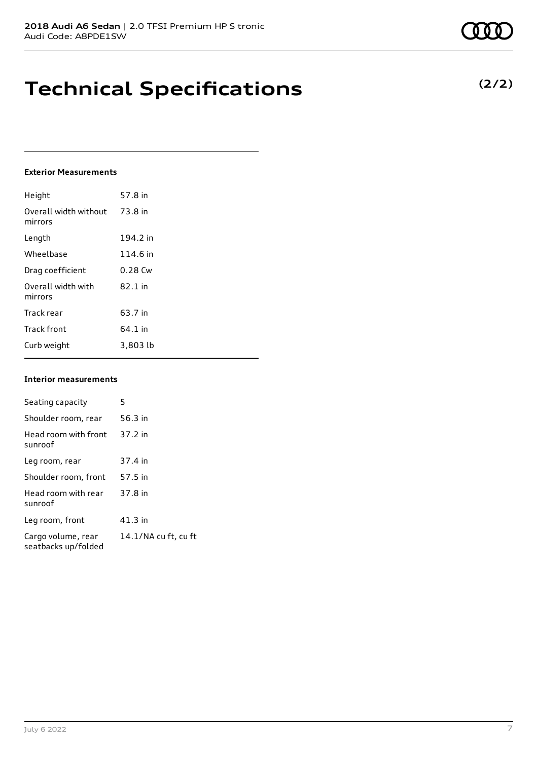# Technical Specifications

**(2/2)**

### Exterior Measurements

| | |
|---|---|
| Height | 57.8 in |
| Overall width without mirrors | 73.8 in |
| Length | 194.2 in |
| Wheelbase | 114.6 in |
| Drag coefficient | 0.28 Cw |
| Overall width with mirrors | 82.1 in |
| Track rear | 63.7 in |
| Track front | 64.1 in |
| Curb weight | 3,803 lb |

### Interior measurements

| | |
|---|---|
| Seating capacity | 5 |
| Shoulder room, rear | 56.3 in |
| Head room with front sunroof | 37.2 in |
| Leg room, rear | 37.4 in |
| Shoulder room, front | 57.5 in |
| Head room with rear sunroof | 37.8 in |
| Leg room, front | 41.3 in |
| Cargo volume, rear seatbacks up/folded | 14.1/NA cu ft, cu ft |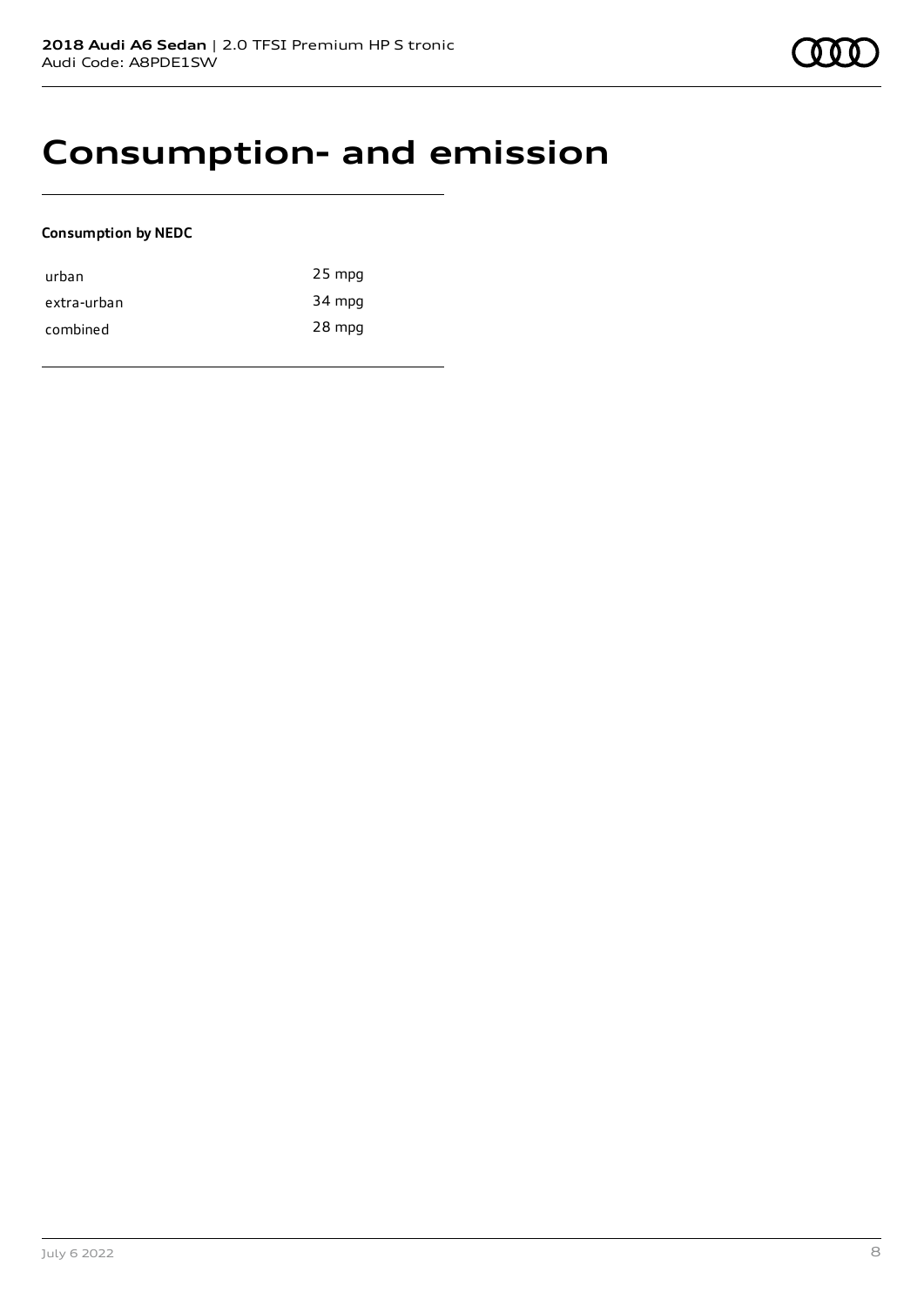# Consumption- and emission

**Consumption by NEDC**

| | |
|---|---|
| urban | 25 mpg |
| extra-urban | 34 mpg |
| combined | 28 mpg |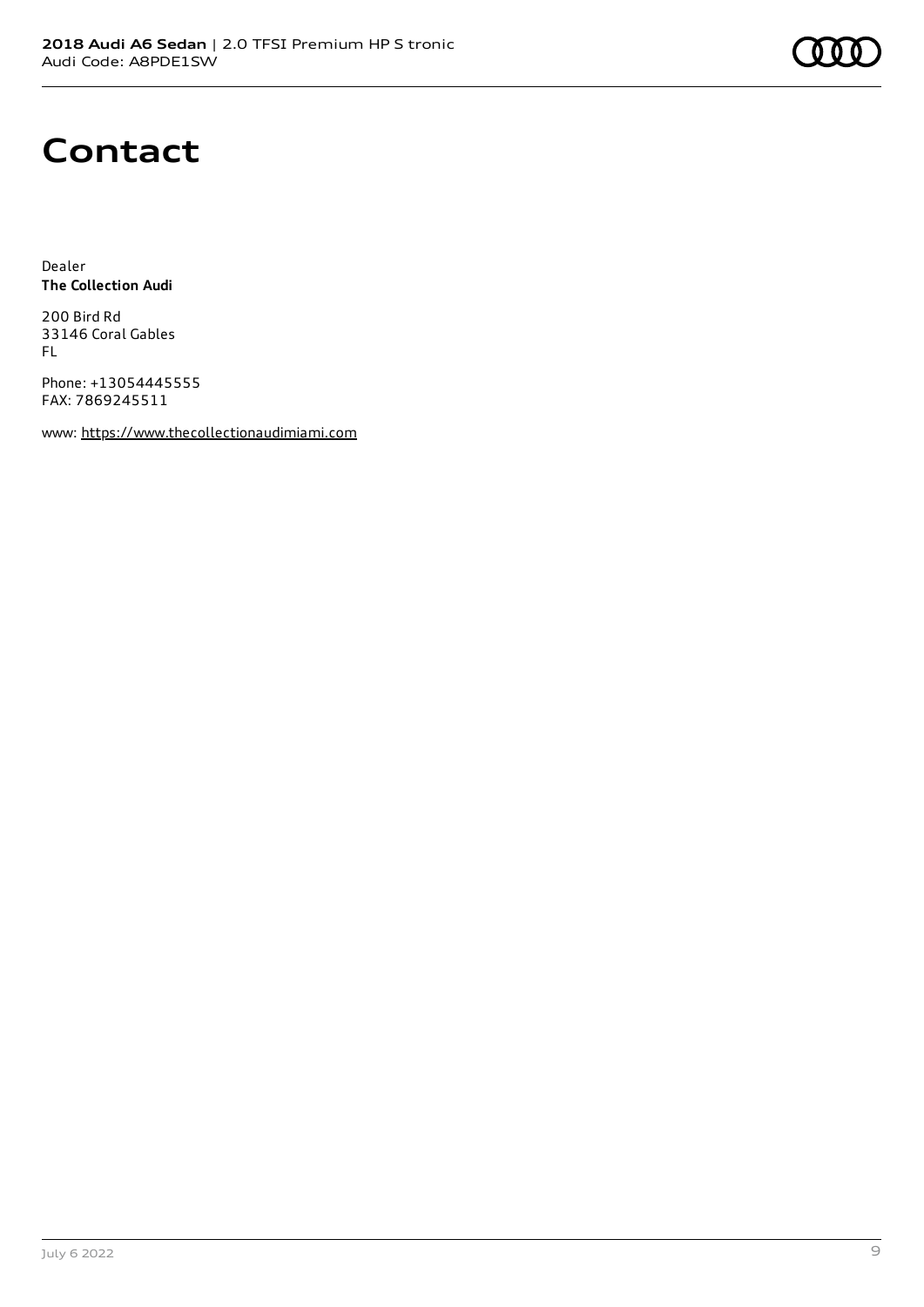# Contact

Dealer
**The Collection Audi**

200 Bird Rd
33146 Coral Gables
FL

Phone: +13054445555
FAX: 7869245511

www: https://www.thecollectionaudimiami.com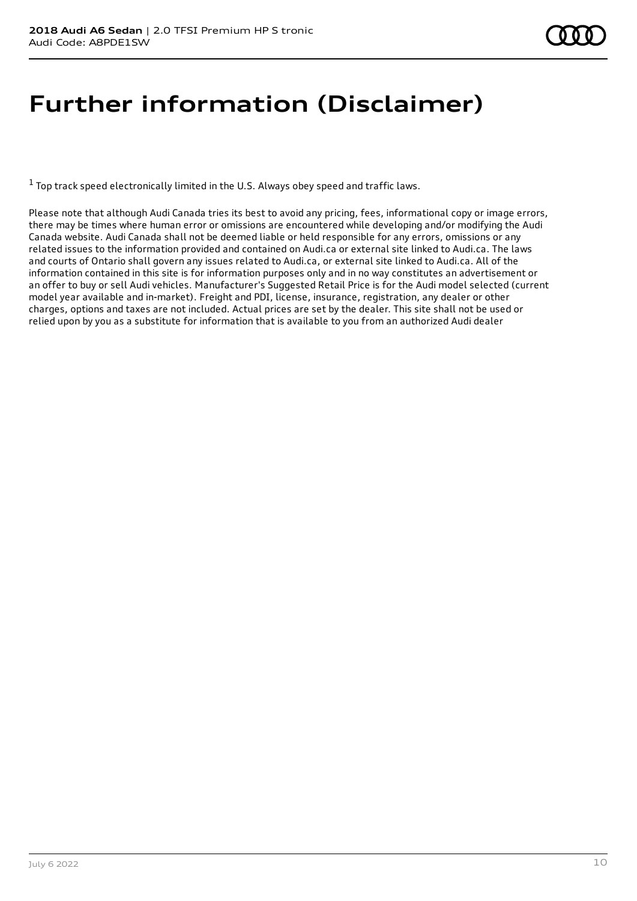# Further information (Disclaimer)

[1] Top track speed electronically limited in the U.S. Always obey speed and traffic laws.

Please note that although Audi Canada tries its best to avoid any pricing, fees, informational copy or image errors, there may be times where human error or omissions are encountered while developing and/or modifying the Audi Canada website. Audi Canada shall not be deemed liable or held responsible for any errors, omissions or any related issues to the information provided and contained on Audi.ca or external site linked to Audi.ca. The laws and courts of Ontario shall govern any issues related to Audi.ca, or external site linked to Audi.ca. All of the information contained in this site is for information purposes only and in no way constitutes an advertisement or an offer to buy or sell Audi vehicles. Manufacturer's Suggested Retail Price is for the Audi model selected (current model year available and in-market). Freight and PDI, license, insurance, registration, any dealer or other charges, options and taxes are not included. Actual prices are set by the dealer. This site shall not be used or relied upon by you as a substitute for information that is available to you from an authorized Audi dealer